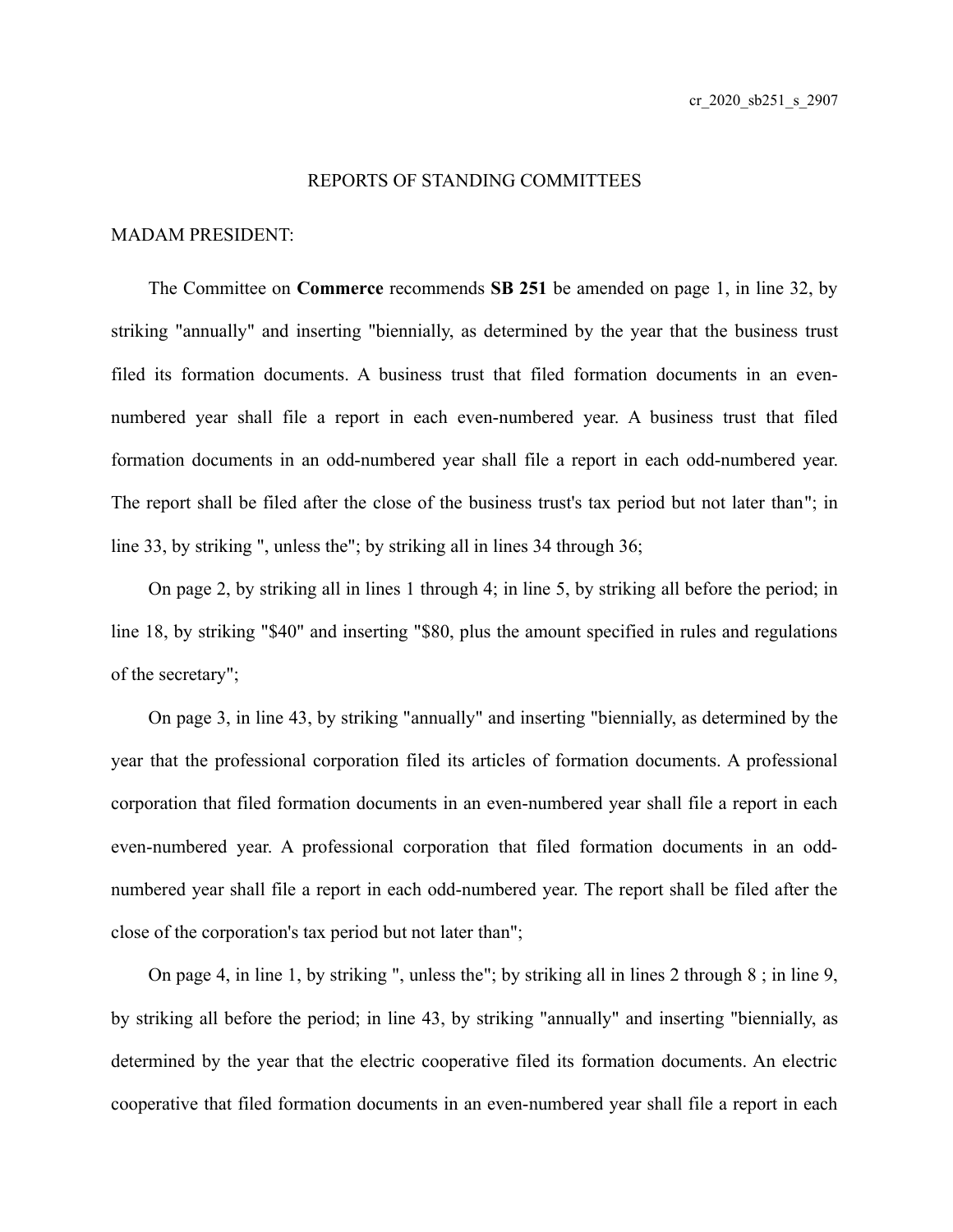cr_2020_sb251_s_2907

REPORTS OF STANDING COMMITTEES

MADAM PRESIDENT:

The Committee on **Commerce** recommends **SB 251** be amended on page 1, in line 32, by striking "annually" and inserting "biennially, as determined by the year that the business trust filed its formation documents. A business trust that filed formation documents in an even-numbered year shall file a report in each even-numbered year. A business trust that filed formation documents in an odd-numbered year shall file a report in each odd-numbered year. The report shall be filed after the close of the business trust's tax period but not later than"; in line 33, by striking ", unless the"; by striking all in lines 34 through 36;

On page 2, by striking all in lines 1 through 4; in line 5, by striking all before the period; in line 18, by striking "$40" and inserting "$80, plus the amount specified in rules and regulations of the secretary";

On page 3, in line 43, by striking "annually" and inserting "biennially, as determined by the year that the professional corporation filed its articles of formation documents. A professional corporation that filed formation documents in an even-numbered year shall file a report in each even-numbered year. A professional corporation that filed formation documents in an odd-numbered year shall file a report in each odd-numbered year. The report shall be filed after the close of the corporation's tax period but not later than";

On page 4, in line 1, by striking ", unless the"; by striking all in lines 2 through 8 ; in line 9, by striking all before the period; in line 43, by striking "annually" and inserting "biennially, as determined by the year that the electric cooperative filed its formation documents. An electric cooperative that filed formation documents in an even-numbered year shall file a report in each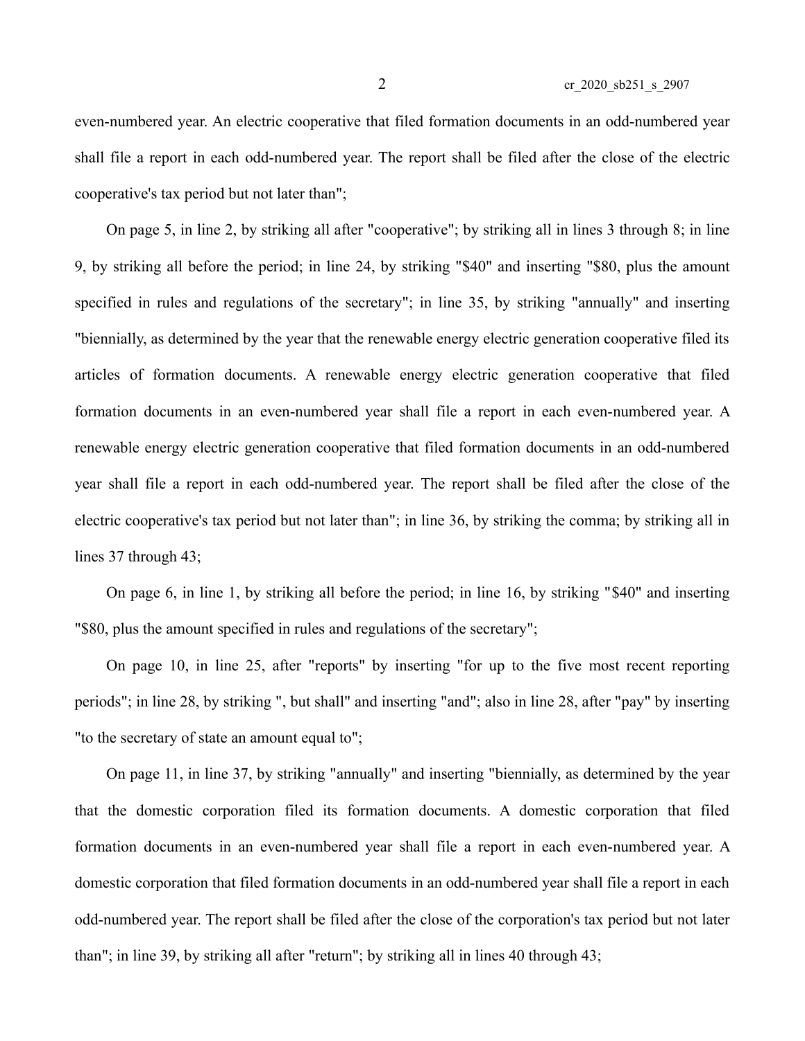even-numbered year. An electric cooperative that filed formation documents in an odd-numbered year shall file a report in each odd-numbered year. The report shall be filed after the close of the electric cooperative's tax period but not later than";

On page 5, in line 2, by striking all after "cooperative"; by striking all in lines 3 through 8; in line 9, by striking all before the period; in line 24, by striking "$40" and inserting "$80, plus the amount specified in rules and regulations of the secretary"; in line 35, by striking "annually" and inserting "biennially, as determined by the year that the renewable energy electric generation cooperative filed its articles of formation documents. A renewable energy electric generation cooperative that filed formation documents in an even-numbered year shall file a report in each even-numbered year. A renewable energy electric generation cooperative that filed formation documents in an odd-numbered year shall file a report in each odd-numbered year. The report shall be filed after the close of the electric cooperative's tax period but not later than"; in line 36, by striking the comma; by striking all in lines 37 through 43;

On page 6, in line 1, by striking all before the period; in line 16, by striking "$40" and inserting "$80, plus the amount specified in rules and regulations of the secretary";

On page 10, in line 25, after "reports" by inserting "for up to the five most recent reporting periods"; in line 28, by striking ", but shall" and inserting "and"; also in line 28, after "pay" by inserting "to the secretary of state an amount equal to";

On page 11, in line 37, by striking "annually" and inserting "biennially, as determined by the year that the domestic corporation filed its formation documents. A domestic corporation that filed formation documents in an even-numbered year shall file a report in each even-numbered year. A domestic corporation that filed formation documents in an odd-numbered year shall file a report in each odd-numbered year. The report shall be filed after the close of the corporation's tax period but not later than"; in line 39, by striking all after "return"; by striking all in lines 40 through 43;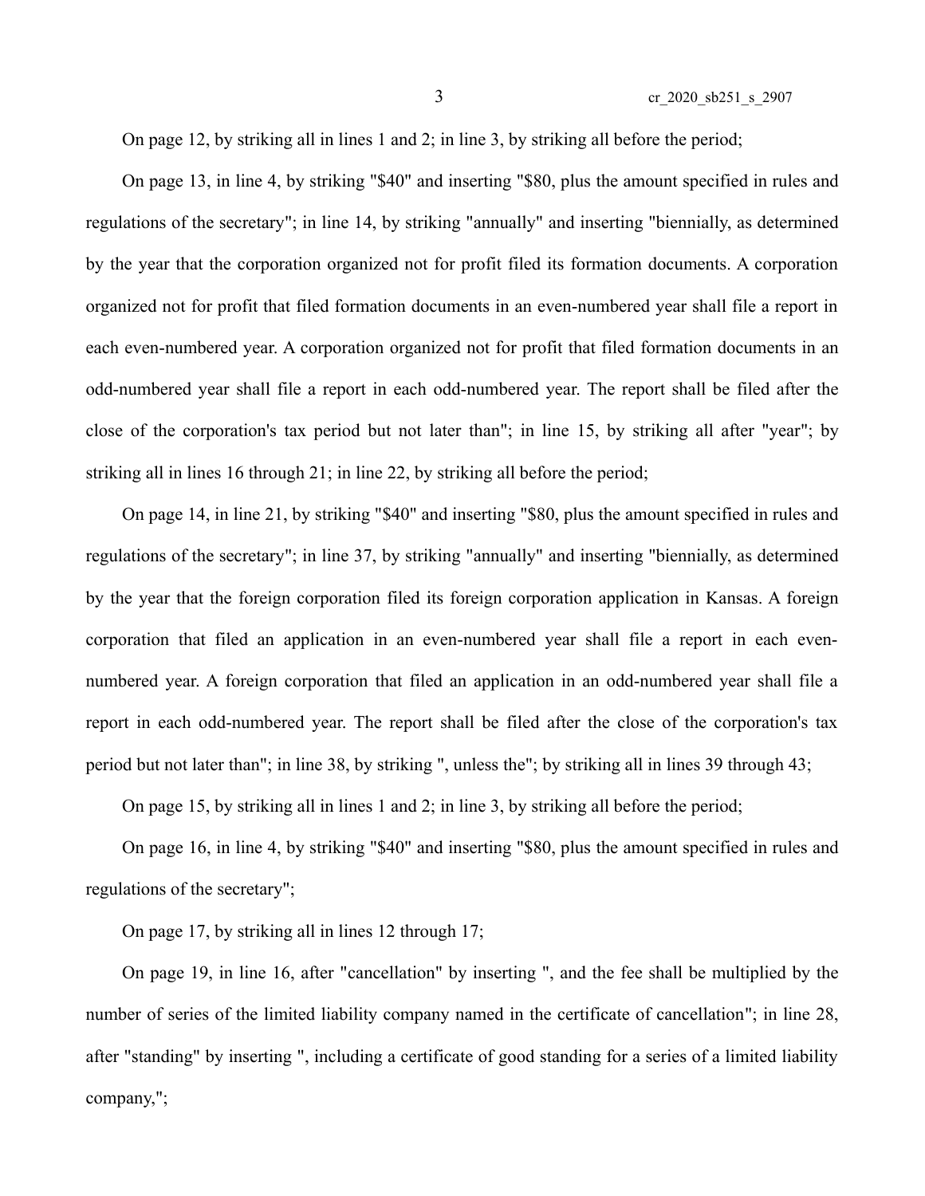On page 12, by striking all in lines 1 and 2; in line 3, by striking all before the period;

On page 13, in line 4, by striking "$40" and inserting "$80, plus the amount specified in rules and regulations of the secretary"; in line 14, by striking "annually" and inserting "biennially, as determined by the year that the corporation organized not for profit filed its formation documents. A corporation organized not for profit that filed formation documents in an even-numbered year shall file a report in each even-numbered year. A corporation organized not for profit that filed formation documents in an odd-numbered year shall file a report in each odd-numbered year. The report shall be filed after the close of the corporation's tax period but not later than"; in line 15, by striking all after "year"; by striking all in lines 16 through 21; in line 22, by striking all before the period;

On page 14, in line 21, by striking "$40" and inserting "$80, plus the amount specified in rules and regulations of the secretary"; in line 37, by striking "annually" and inserting "biennially, as determined by the year that the foreign corporation filed its foreign corporation application in Kansas. A foreign corporation that filed an application in an even-numbered year shall file a report in each even-numbered year. A foreign corporation that filed an application in an odd-numbered year shall file a report in each odd-numbered year. The report shall be filed after the close of the corporation's tax period but not later than"; in line 38, by striking ", unless the"; by striking all in lines 39 through 43;

On page 15, by striking all in lines 1 and 2; in line 3, by striking all before the period;

On page 16, in line 4, by striking "$40" and inserting "$80, plus the amount specified in rules and regulations of the secretary";

On page 17, by striking all in lines 12 through 17;

On page 19, in line 16, after "cancellation" by inserting ", and the fee shall be multiplied by the number of series of the limited liability company named in the certificate of cancellation"; in line 28, after "standing" by inserting ", including a certificate of good standing for a series of a limited liability company,";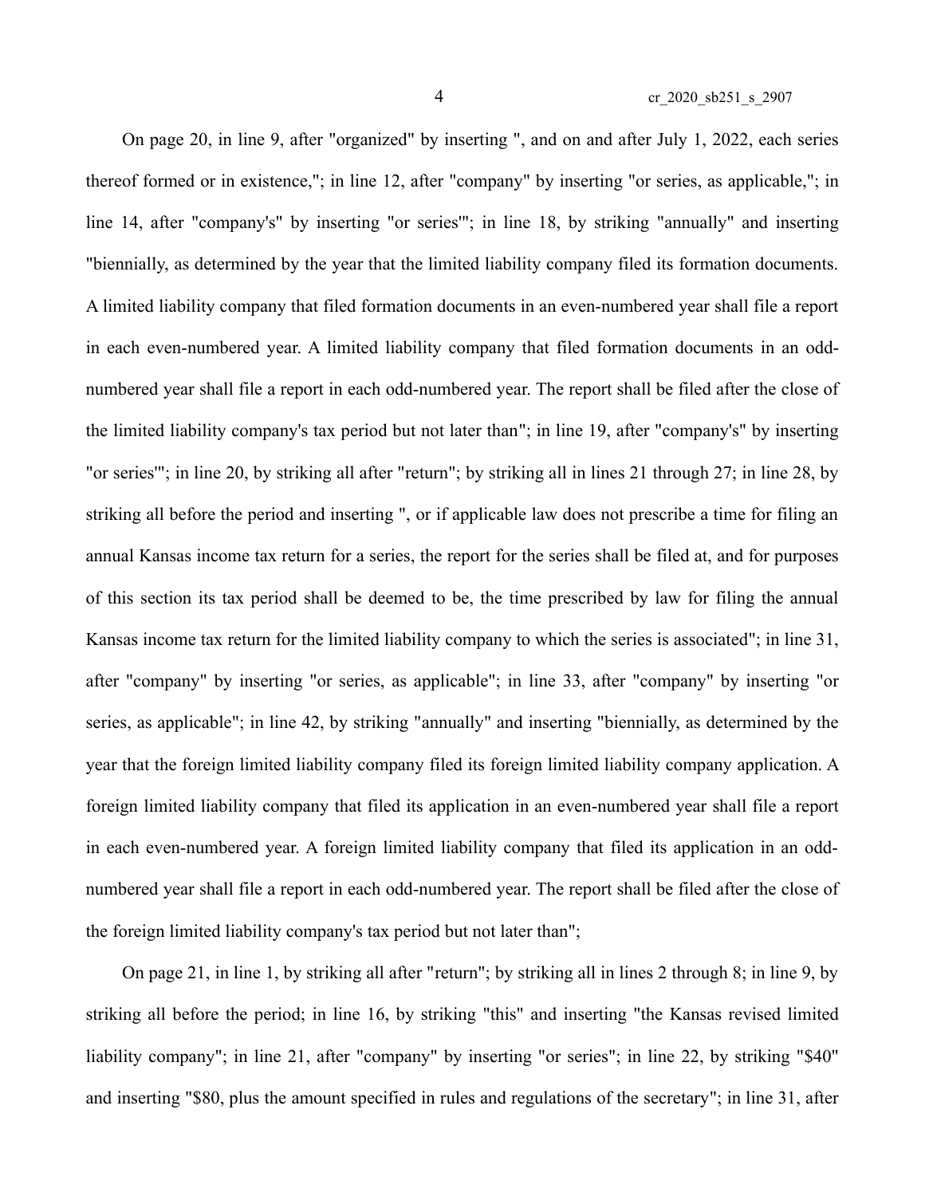On page 20, in line 9, after "organized" by inserting ", and on and after July 1, 2022, each series thereof formed or in existence,"; in line 12, after "company" by inserting "or series, as applicable,"; in line 14, after "company's" by inserting "or series'"; in line 18, by striking "annually" and inserting "biennially, as determined by the year that the limited liability company filed its formation documents. A limited liability company that filed formation documents in an even-numbered year shall file a report in each even-numbered year. A limited liability company that filed formation documents in an odd-numbered year shall file a report in each odd-numbered year. The report shall be filed after the close of the limited liability company's tax period but not later than"; in line 19, after "company's" by inserting "or series'"; in line 20, by striking all after "return"; by striking all in lines 21 through 27; in line 28, by striking all before the period and inserting ", or if applicable law does not prescribe a time for filing an annual Kansas income tax return for a series, the report for the series shall be filed at, and for purposes of this section its tax period shall be deemed to be, the time prescribed by law for filing the annual Kansas income tax return for the limited liability company to which the series is associated"; in line 31, after "company" by inserting "or series, as applicable"; in line 33, after "company" by inserting "or series, as applicable"; in line 42, by striking "annually" and inserting "biennially, as determined by the year that the foreign limited liability company filed its foreign limited liability company application. A foreign limited liability company that filed its application in an even-numbered year shall file a report in each even-numbered year. A foreign limited liability company that filed its application in an odd-numbered year shall file a report in each odd-numbered year. The report shall be filed after the close of the foreign limited liability company's tax period but not later than";

On page 21, in line 1, by striking all after "return"; by striking all in lines 2 through 8; in line 9, by striking all before the period; in line 16, by striking "this" and inserting "the Kansas revised limited liability company"; in line 21, after "company" by inserting "or series"; in line 22, by striking "$40" and inserting "$80, plus the amount specified in rules and regulations of the secretary"; in line 31, after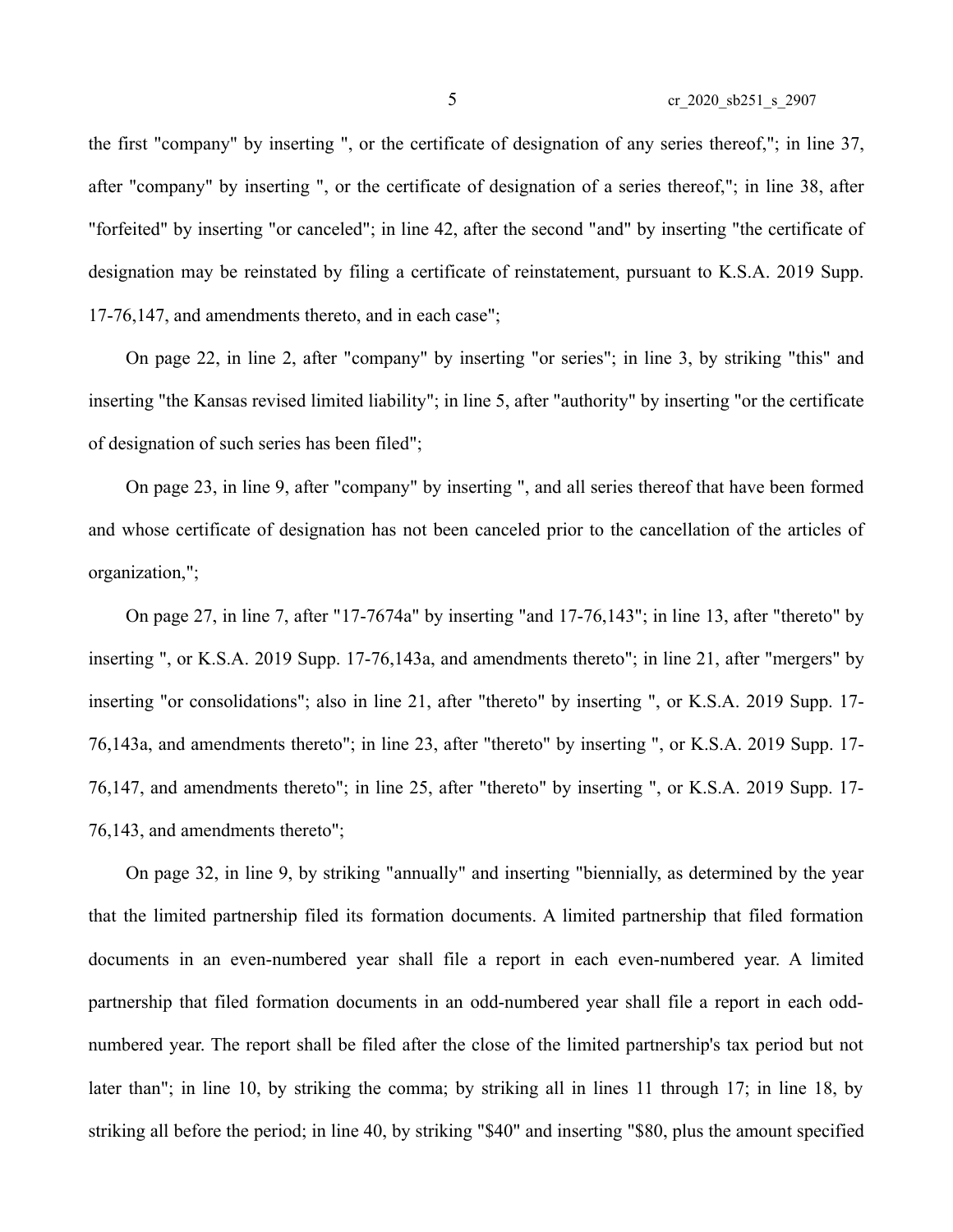the first "company" by inserting ", or the certificate of designation of any series thereof,"; in line 37, after "company" by inserting ", or the certificate of designation of a series thereof,"; in line 38, after "forfeited" by inserting "or canceled"; in line 42, after the second "and" by inserting "the certificate of designation may be reinstated by filing a certificate of reinstatement, pursuant to K.S.A. 2019 Supp. 17-76,147, and amendments thereto, and in each case";

On page 22, in line 2, after "company" by inserting "or series"; in line 3, by striking "this" and inserting "the Kansas revised limited liability"; in line 5, after "authority" by inserting "or the certificate of designation of such series has been filed";

On page 23, in line 9, after "company" by inserting ", and all series thereof that have been formed and whose certificate of designation has not been canceled prior to the cancellation of the articles of organization,";

On page 27, in line 7, after "17-7674a" by inserting "and 17-76,143"; in line 13, after "thereto" by inserting ", or K.S.A. 2019 Supp. 17-76,143a, and amendments thereto"; in line 21, after "mergers" by inserting "or consolidations"; also in line 21, after "thereto" by inserting ", or K.S.A. 2019 Supp. 17-76,143a, and amendments thereto"; in line 23, after "thereto" by inserting ", or K.S.A. 2019 Supp. 17-76,147, and amendments thereto"; in line 25, after "thereto" by inserting ", or K.S.A. 2019 Supp. 17-76,143, and amendments thereto";

On page 32, in line 9, by striking "annually" and inserting "biennially, as determined by the year that the limited partnership filed its formation documents. A limited partnership that filed formation documents in an even-numbered year shall file a report in each even-numbered year. A limited partnership that filed formation documents in an odd-numbered year shall file a report in each odd-numbered year. The report shall be filed after the close of the limited partnership's tax period but not later than"; in line 10, by striking the comma; by striking all in lines 11 through 17; in line 18, by striking all before the period; in line 40, by striking "$40" and inserting "$80, plus the amount specified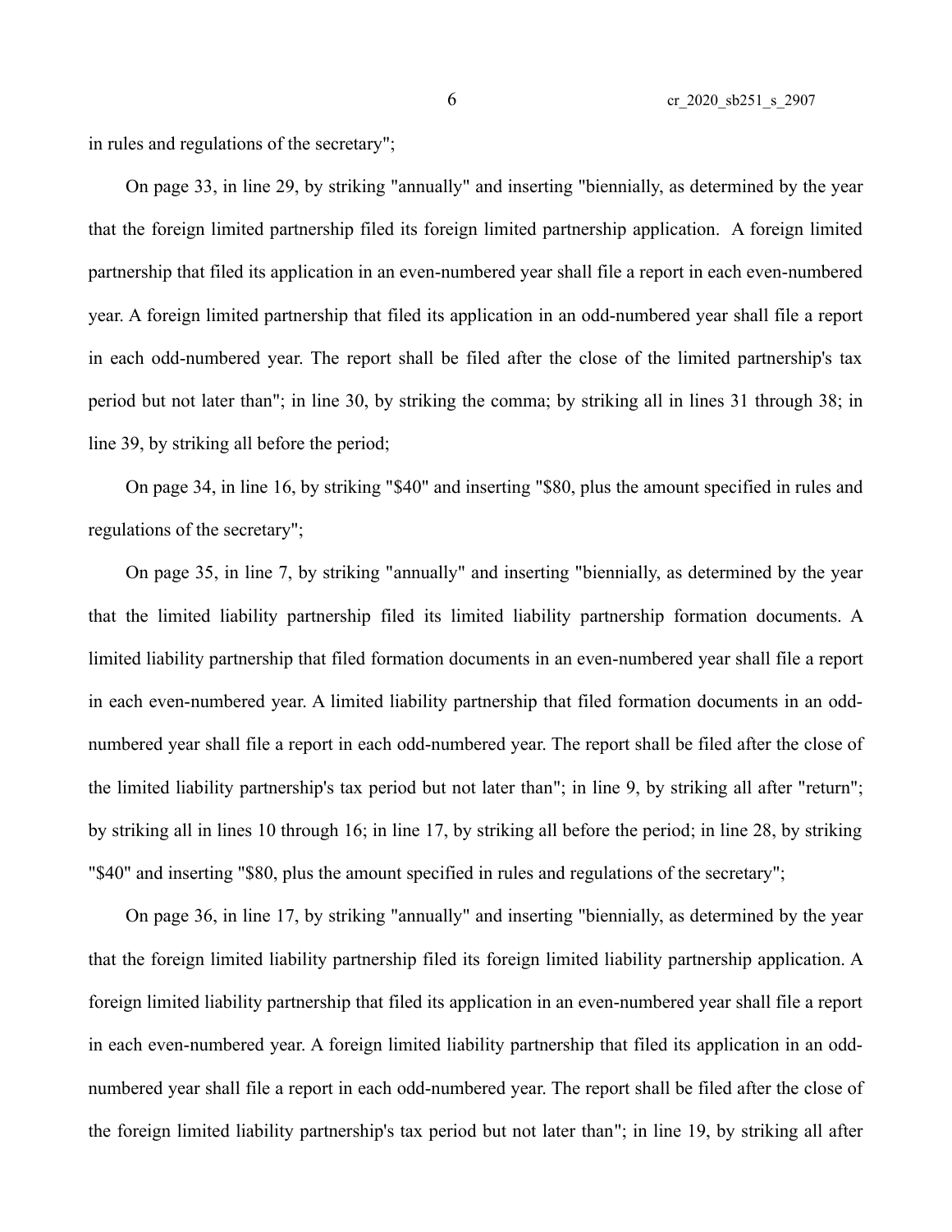in rules and regulations of the secretary";

On page 33, in line 29, by striking "annually" and inserting "biennially, as determined by the year that the foreign limited partnership filed its foreign limited partnership application. A foreign limited partnership that filed its application in an even-numbered year shall file a report in each even-numbered year. A foreign limited partnership that filed its application in an odd-numbered year shall file a report in each odd-numbered year. The report shall be filed after the close of the limited partnership's tax period but not later than"; in line 30, by striking the comma; by striking all in lines 31 through 38; in line 39, by striking all before the period;

On page 34, in line 16, by striking "$40" and inserting "$80, plus the amount specified in rules and regulations of the secretary";

On page 35, in line 7, by striking "annually" and inserting "biennially, as determined by the year that the limited liability partnership filed its limited liability partnership formation documents. A limited liability partnership that filed formation documents in an even-numbered year shall file a report in each even-numbered year. A limited liability partnership that filed formation documents in an odd-numbered year shall file a report in each odd-numbered year. The report shall be filed after the close of the limited liability partnership's tax period but not later than"; in line 9, by striking all after "return"; by striking all in lines 10 through 16; in line 17, by striking all before the period; in line 28, by striking "$40" and inserting "$80, plus the amount specified in rules and regulations of the secretary";

On page 36, in line 17, by striking "annually" and inserting "biennially, as determined by the year that the foreign limited liability partnership filed its foreign limited liability partnership application. A foreign limited liability partnership that filed its application in an even-numbered year shall file a report in each even-numbered year. A foreign limited liability partnership that filed its application in an odd-numbered year shall file a report in each odd-numbered year. The report shall be filed after the close of the foreign limited liability partnership's tax period but not later than"; in line 19, by striking all after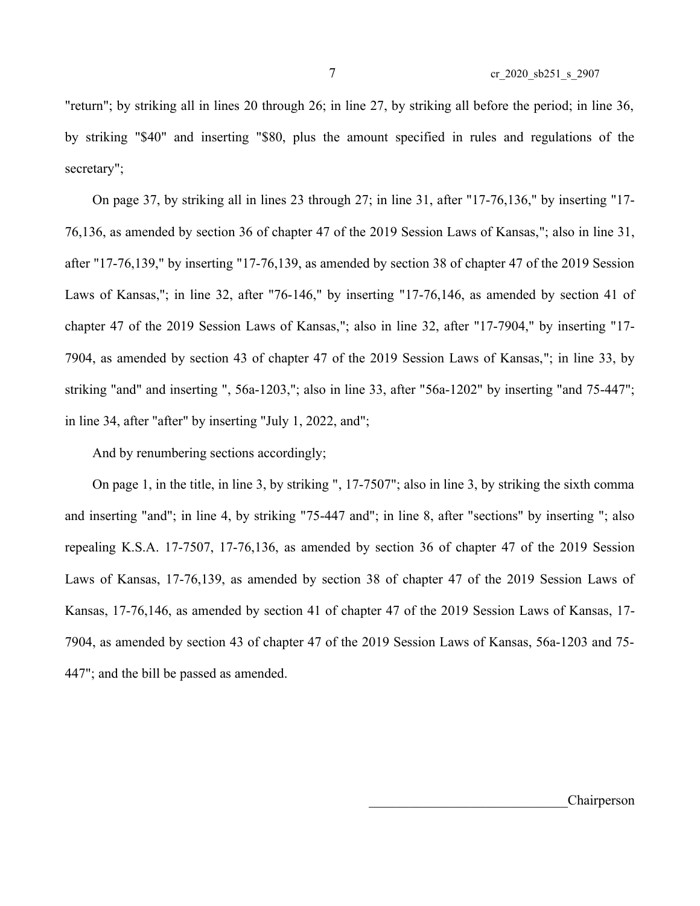"return"; by striking all in lines 20 through 26; in line 27, by striking all before the period; in line 36, by striking "$40" and inserting "$80, plus the amount specified in rules and regulations of the secretary";

On page 37, by striking all in lines 23 through 27; in line 31, after "17-76,136," by inserting "17-76,136, as amended by section 36 of chapter 47 of the 2019 Session Laws of Kansas,"; also in line 31, after "17-76,139," by inserting "17-76,139, as amended by section 38 of chapter 47 of the 2019 Session Laws of Kansas,"; in line 32, after "76-146," by inserting "17-76,146, as amended by section 41 of chapter 47 of the 2019 Session Laws of Kansas,"; also in line 32, after "17-7904," by inserting "17-7904, as amended by section 43 of chapter 47 of the 2019 Session Laws of Kansas,"; in line 33, by striking "and" and inserting ", 56a-1203,"; also in line 33, after "56a-1202" by inserting "and 75-447"; in line 34, after "after" by inserting "July 1, 2022, and";

And by renumbering sections accordingly;

On page 1, in the title, in line 3, by striking ", 17-7507"; also in line 3, by striking the sixth comma and inserting "and"; in line 4, by striking "75-447 and"; in line 8, after "sections" by inserting "; also repealing K.S.A. 17-7507, 17-76,136, as amended by section 36 of chapter 47 of the 2019 Session Laws of Kansas, 17-76,139, as amended by section 38 of chapter 47 of the 2019 Session Laws of Kansas, 17-76,146, as amended by section 41 of chapter 47 of the 2019 Session Laws of Kansas, 17-7904, as amended by section 43 of chapter 47 of the 2019 Session Laws of Kansas, 56a-1203 and 75-447"; and the bill be passed as amended.

_____________________________Chairperson